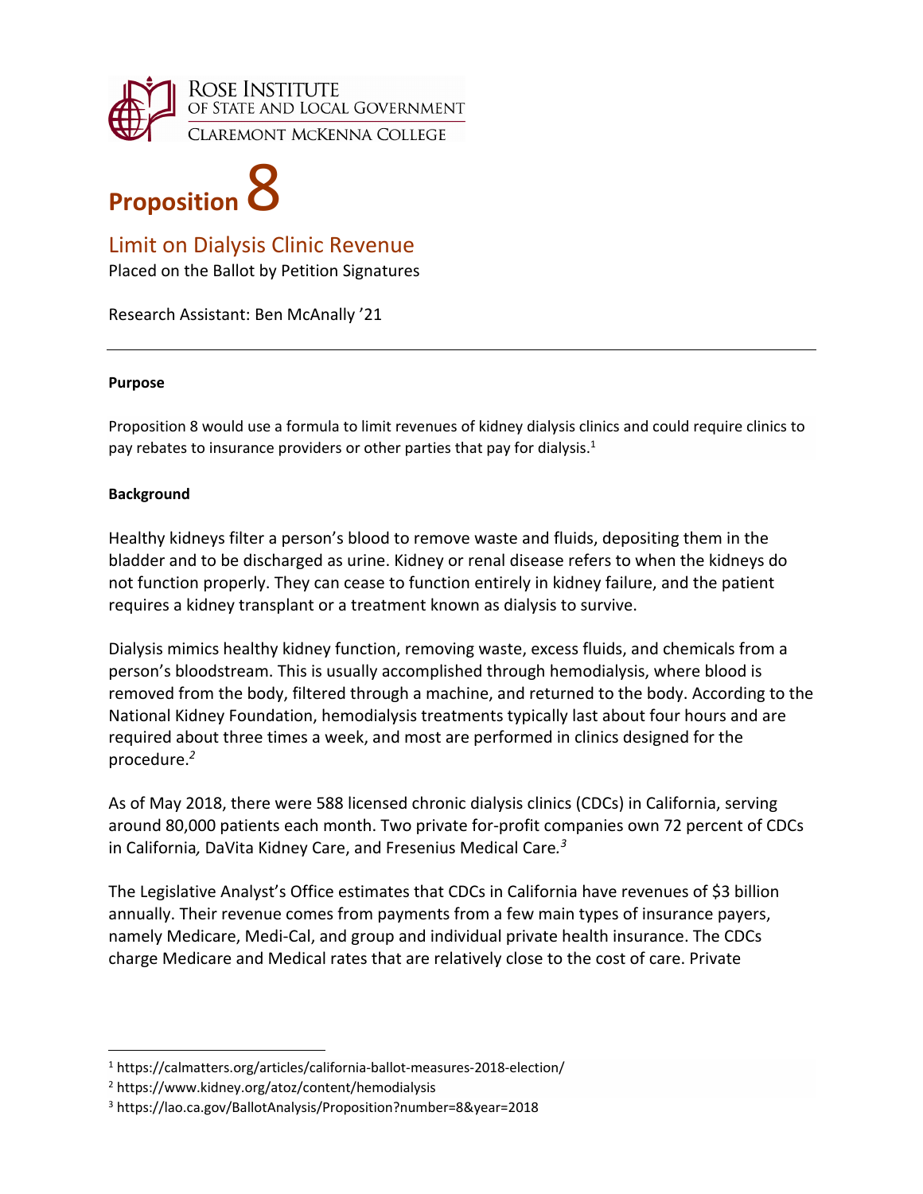ROSE INSTITUTE
OF STATE AND LOCAL GOVERNMENT
CLAREMONT MCKENNA COLLEGE

# Proposition 8

## Limit on Dialysis Clinic Revenue

Placed on the Ballot by Petition Signatures

Research Assistant: Ben McAnally '21

---

**Purpose**

Proposition 8 would use a formula to limit revenues of kidney dialysis clinics and could require clinics to pay rebates to insurance providers or other parties that pay for dialysis.[1]

**Background**

Healthy kidneys filter a person's blood to remove waste and fluids, depositing them in the bladder and to be discharged as urine. Kidney or renal disease refers to when the kidneys do not function properly. They can cease to function entirely in kidney failure, and the patient requires a kidney transplant or a treatment known as dialysis to survive.

Dialysis mimics healthy kidney function, removing waste, excess fluids, and chemicals from a person's bloodstream. This is usually accomplished through hemodialysis, where blood is removed from the body, filtered through a machine, and returned to the body. According to the National Kidney Foundation, hemodialysis treatments typically last about four hours and are required about three times a week, and most are performed in clinics designed for the procedure.[2]

As of May 2018, there were 588 licensed chronic dialysis clinics (CDCs) in California, serving around 80,000 patients each month. Two private for-profit companies own 72 percent of CDCs in California*,* DaVita Kidney Care, and Fresenius Medical Care*.*[3]

The Legislative Analyst's Office estimates that CDCs in California have revenues of $3 billion annually. Their revenue comes from payments from a few main types of insurance payers, namely Medicare, Medi-Cal, and group and individual private health insurance. The CDCs charge Medicare and Medical rates that are relatively close to the cost of care. Private

---

[1] https://calmatters.org/articles/california-ballot-measures-2018-election/

[2] https://www.kidney.org/atoz/content/hemodialysis

[3] https://lao.ca.gov/BallotAnalysis/Proposition?number=8&year=2018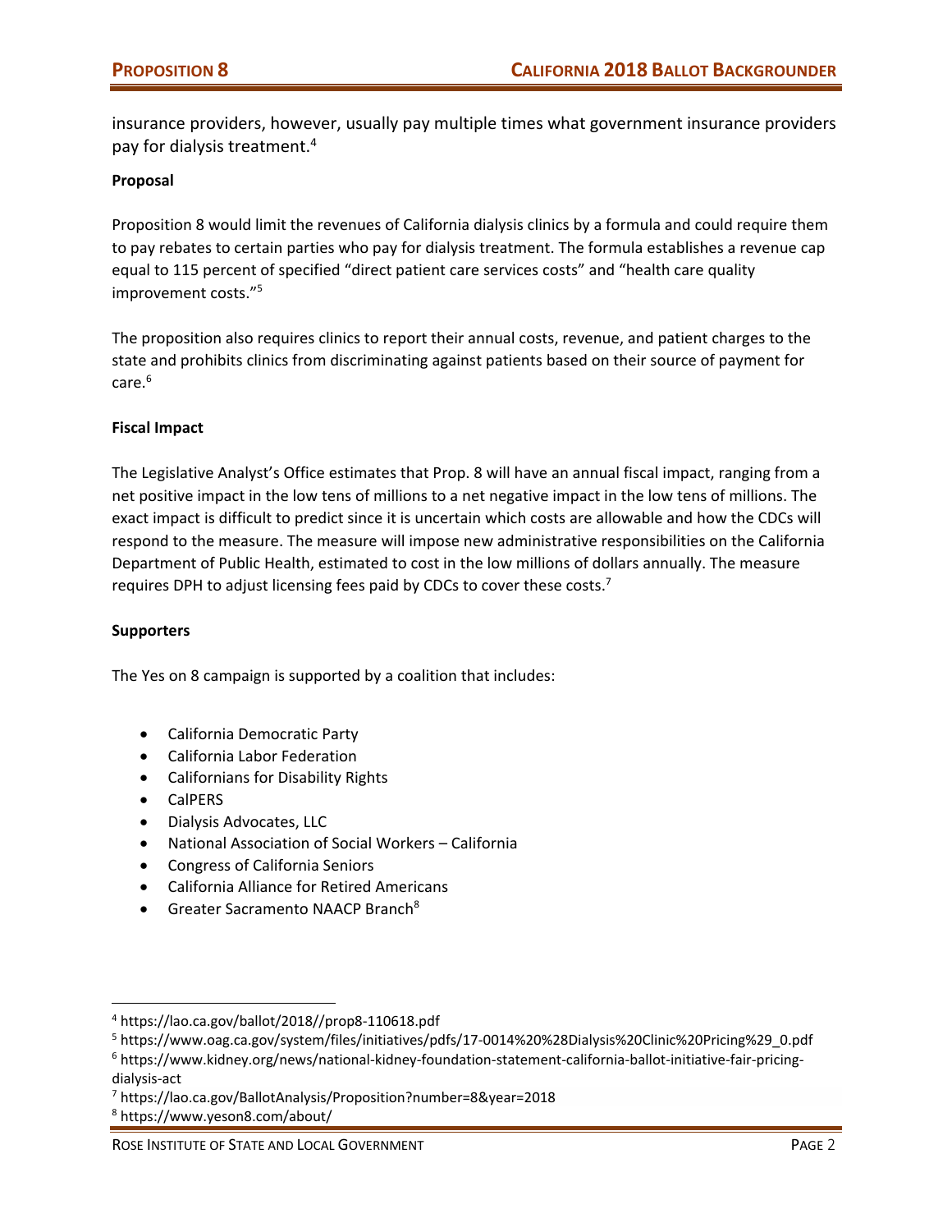insurance providers, however, usually pay multiple times what government insurance providers pay for dialysis treatment.[4]

**Proposal**

Proposition 8 would limit the revenues of California dialysis clinics by a formula and could require them to pay rebates to certain parties who pay for dialysis treatment. The formula establishes a revenue cap equal to 115 percent of specified "direct patient care services costs" and "health care quality improvement costs."[5]

The proposition also requires clinics to report their annual costs, revenue, and patient charges to the state and prohibits clinics from discriminating against patients based on their source of payment for care.[6]

**Fiscal Impact**

The Legislative Analyst's Office estimates that Prop. 8 will have an annual fiscal impact, ranging from a net positive impact in the low tens of millions to a net negative impact in the low tens of millions. The exact impact is difficult to predict since it is uncertain which costs are allowable and how the CDCs will respond to the measure. The measure will impose new administrative responsibilities on the California Department of Public Health, estimated to cost in the low millions of dollars annually. The measure requires DPH to adjust licensing fees paid by CDCs to cover these costs.[7]

**Supporters**

The Yes on 8 campaign is supported by a coalition that includes:

- California Democratic Party
- California Labor Federation
- Californians for Disability Rights
- CalPERS
- Dialysis Advocates, LLC
- National Association of Social Workers – California
- Congress of California Seniors
- California Alliance for Retired Americans
- Greater Sacramento NAACP Branch[8]

---

[4] https://lao.ca.gov/ballot/2018//prop8-110618.pdf

[5] https://www.oag.ca.gov/system/files/initiatives/pdfs/17-0014%20%28Dialysis%20Clinic%20Pricing%29_0.pdf

[6] https://www.kidney.org/news/national-kidney-foundation-statement-california-ballot-initiative-fair-pricing-dialysis-act

[7] https://lao.ca.gov/BallotAnalysis/Proposition?number=8&year=2018

[8] https://www.yeson8.com/about/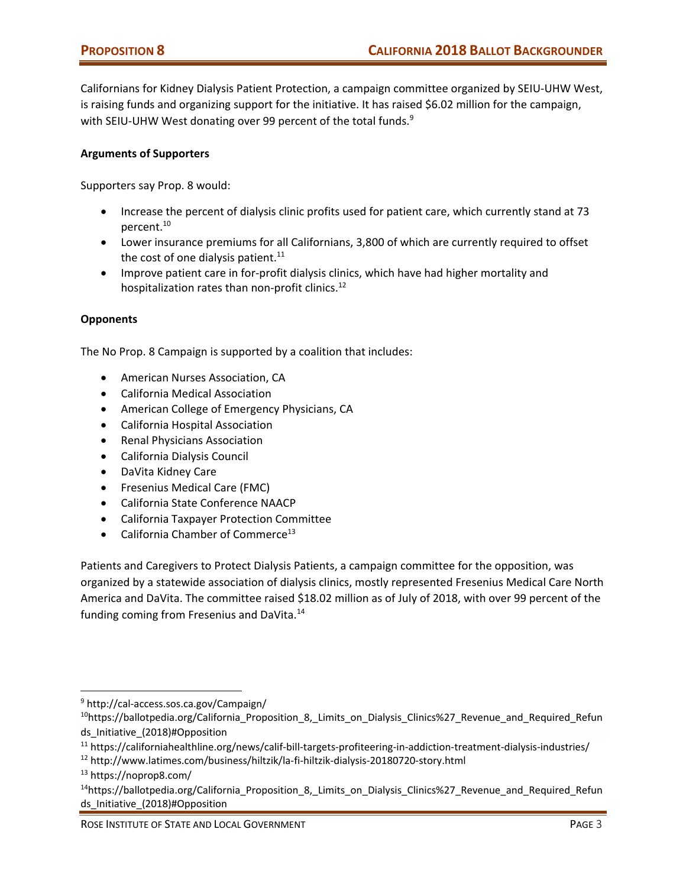Californians for Kidney Dialysis Patient Protection, a campaign committee organized by SEIU-UHW West, is raising funds and organizing support for the initiative. It has raised $6.02 million for the campaign, with SEIU-UHW West donating over 99 percent of the total funds.[9]

**Arguments of Supporters**

Supporters say Prop. 8 would:

- Increase the percent of dialysis clinic profits used for patient care, which currently stand at 73 percent.[10]
- Lower insurance premiums for all Californians, 3,800 of which are currently required to offset the cost of one dialysis patient.[11]
- Improve patient care in for-profit dialysis clinics, which have had higher mortality and hospitalization rates than non-profit clinics.[12]

**Opponents**

The No Prop. 8 Campaign is supported by a coalition that includes:

- American Nurses Association, CA
- California Medical Association
- American College of Emergency Physicians, CA
- California Hospital Association
- Renal Physicians Association
- California Dialysis Council
- DaVita Kidney Care
- Fresenius Medical Care (FMC)
- California State Conference NAACP
- California Taxpayer Protection Committee
- California Chamber of Commerce[13]

Patients and Caregivers to Protect Dialysis Patients, a campaign committee for the opposition, was organized by a statewide association of dialysis clinics, mostly represented Fresenius Medical Care North America and DaVita. The committee raised $18.02 million as of July of 2018, with over 99 percent of the funding coming from Fresenius and DaVita.[14]

---

[9] http://cal-access.sos.ca.gov/Campaign/

[10] https://ballotpedia.org/California_Proposition_8,_Limits_on_Dialysis_Clinics%27_Revenue_and_Required_Refunds_Initiative_(2018)#Opposition

[11] https://californiahealthline.org/news/calif-bill-targets-profiteering-in-addiction-treatment-dialysis-industries/

[12] http://www.latimes.com/business/hiltzik/la-fi-hiltzik-dialysis-20180720-story.html

[13] https://noprop8.com/

[14] https://ballotpedia.org/California_Proposition_8,_Limits_on_Dialysis_Clinics%27_Revenue_and_Required_Refunds_Initiative_(2018)#Opposition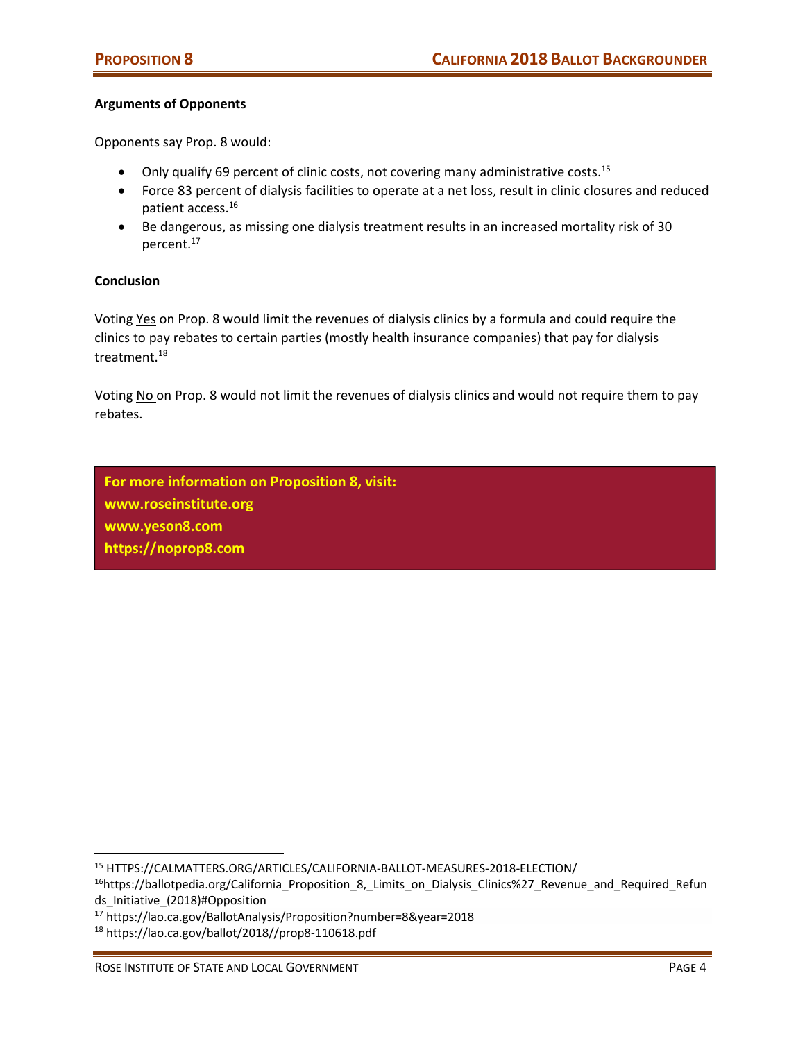**Arguments of Opponents**

Opponents say Prop. 8 would:

- Only qualify 69 percent of clinic costs, not covering many administrative costs.[15]
- Force 83 percent of dialysis facilities to operate at a net loss, result in clinic closures and reduced patient access.[16]
- Be dangerous, as missing one dialysis treatment results in an increased mortality risk of 30 percent.[17]

**Conclusion**

Voting Yes on Prop. 8 would limit the revenues of dialysis clinics by a formula and could require the clinics to pay rebates to certain parties (mostly health insurance companies) that pay for dialysis treatment.[18]

Voting No on Prop. 8 would not limit the revenues of dialysis clinics and would not require them to pay rebates.

**For more information on Proposition 8, visit:**
**www.roseinstitute.org**
**www.yeson8.com**
**https://noprop8.com**

---

[15] HTTPS://CALMATTERS.ORG/ARTICLES/CALIFORNIA-BALLOT-MEASURES-2018-ELECTION/

[16] https://ballotpedia.org/California_Proposition_8,_Limits_on_Dialysis_Clinics%27_Revenue_and_Required_Refunds_Initiative_(2018)#Opposition

[17] https://lao.ca.gov/BallotAnalysis/Proposition?number=8&year=2018

[18] https://lao.ca.gov/ballot/2018//prop8-110618.pdf